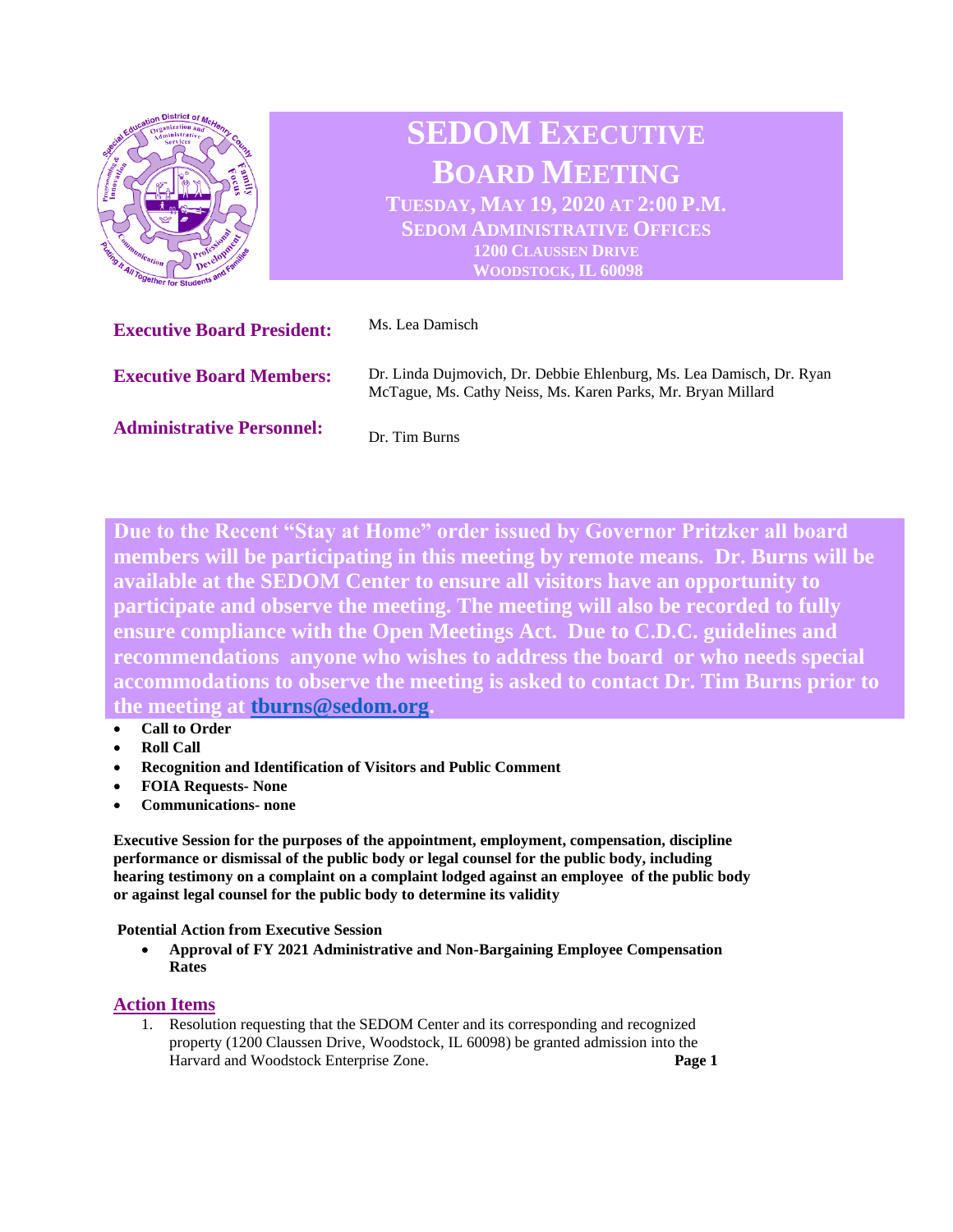# SEDOM Executive Board Meeting

**Tuesday, May 19, 2020 at 2:00 P.M.**
**SEDOM Administrative Offices**
**1200 Claussen Drive**
**Woodstock, IL 60098**

**Executive Board President:** Ms. Lea Damisch

**Executive Board Members:** Dr. Linda Dujmovich, Dr. Debbie Ehlenburg, Ms. Lea Damisch, Dr. Ryan McTague, Ms. Cathy Neiss, Ms. Karen Parks, Mr. Bryan Millard

**Administrative Personnel:** Dr. Tim Burns

**Due to the Recent "Stay at Home" order issued by Governor Pritzker all board members will be participating in this meeting by remote means. Dr. Burns will be available at the SEDOM Center to ensure all visitors have an opportunity to participate and observe the meeting. The meeting will also be recorded to fully ensure compliance with the Open Meetings Act. Due to C.D.C. guidelines and recommendations anyone who wishes to address the board or who needs special accommodations to observe the meeting is asked to contact Dr. Tim Burns prior to the meeting at tburns@sedom.org.**

- **Call to Order**
- **Roll Call**
- **Recognition and Identification of Visitors and Public Comment**
- **FOIA Requests- None**
- **Communications- none**

**Executive Session for the purposes of the appointment, employment, compensation, discipline performance or dismissal of the public body or legal counsel for the public body, including hearing testimony on a complaint on a complaint lodged against an employee of the public body or against legal counsel for the public body to determine its validity**

**Potential Action from Executive Session**

- **Approval of FY 2021 Administrative and Non-Bargaining Employee Compensation Rates**

## Action Items

1. Resolution requesting that the SEDOM Center and its corresponding and recognized property (1200 Claussen Drive, Woodstock, IL 60098) be granted admission into the Harvard and Woodstock Enterprise Zone. **Page 1**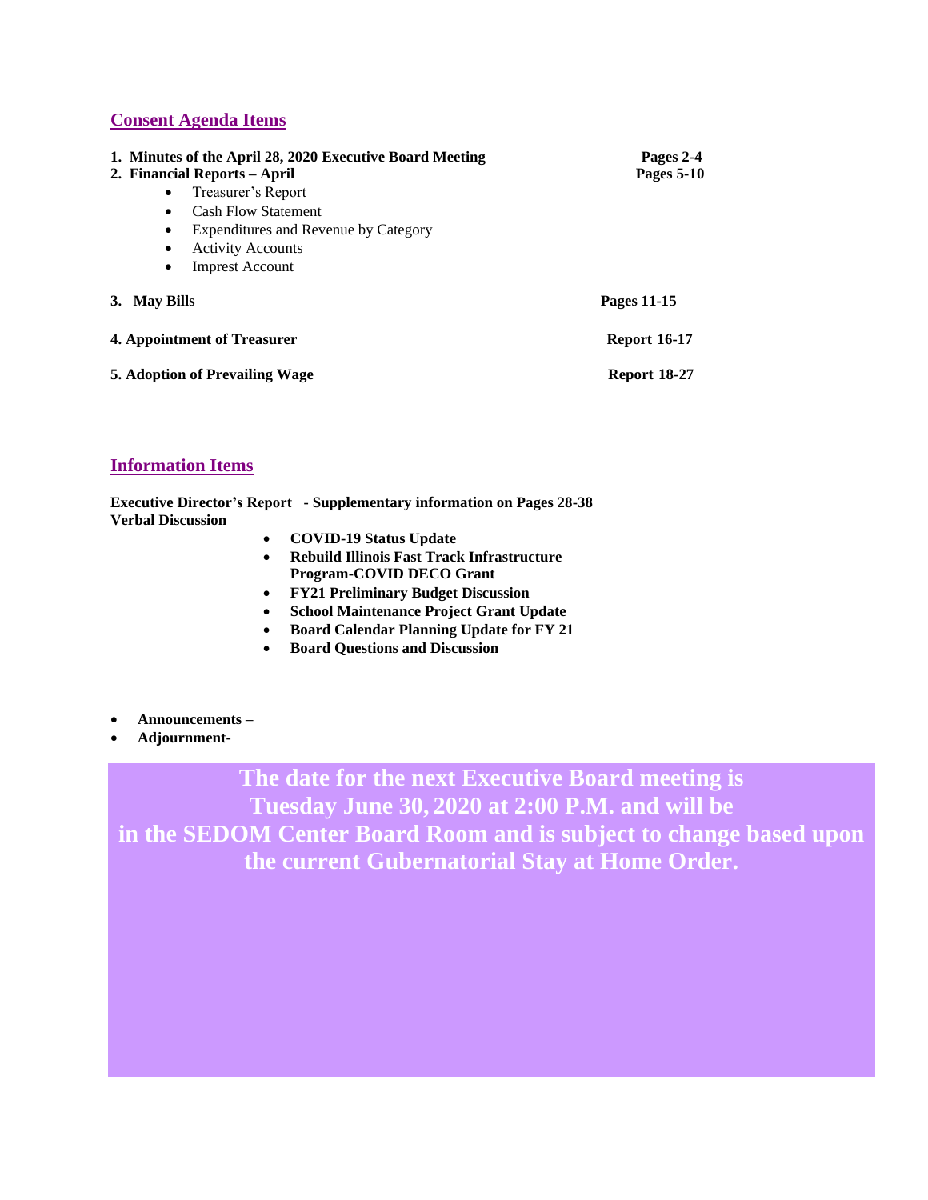## Consent Agenda Items

**1. Minutes of the April 28, 2020 Executive Board Meeting** — **Pages 2-4**

**2. Financial Reports – April** — **Pages 5-10**

- Treasurer's Report
- Cash Flow Statement
- Expenditures and Revenue by Category
- Activity Accounts
- Imprest Account

**3. May Bills** — **Pages 11-15**

**4. Appointment of Treasurer** — **Report 16-17**

**5. Adoption of Prevailing Wage** — **Report 18-27**

## Information Items

**Executive Director's Report - Supplementary information on Pages 28-38**
**Verbal Discussion**

- **COVID-19 Status Update**
- **Rebuild Illinois Fast Track Infrastructure Program-COVID DECO Grant**
- **FY21 Preliminary Budget Discussion**
- **School Maintenance Project Grant Update**
- **Board Calendar Planning Update for FY 21**
- **Board Questions and Discussion**

- **Announcements –**
- **Adjournment-**

**The date for the next Executive Board meeting is Tuesday June 30, 2020 at 2:00 P.M. and will be in the SEDOM Center Board Room and is subject to change based upon the current Gubernatorial Stay at Home Order.**